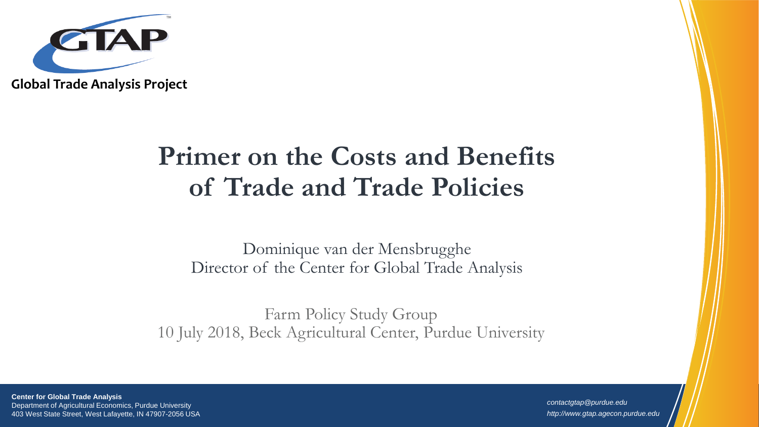GTAP™

Global Trade Analysis Project

# Primer on the Costs and Benefits of Trade and Trade Policies

Dominique van der Mensbrugghe
Director of the Center for Global Trade Analysis

Farm Policy Study Group
10 July 2018, Beck Agricultural Center, Purdue University

**Center for Global Trade Analysis**
Department of Agricultural Economics, Purdue University
403 West State Street, West Lafayette, IN 47907-2056 USA

*contactgtap@purdue.edu*
*http://www.gtap.agecon.purdue.edu*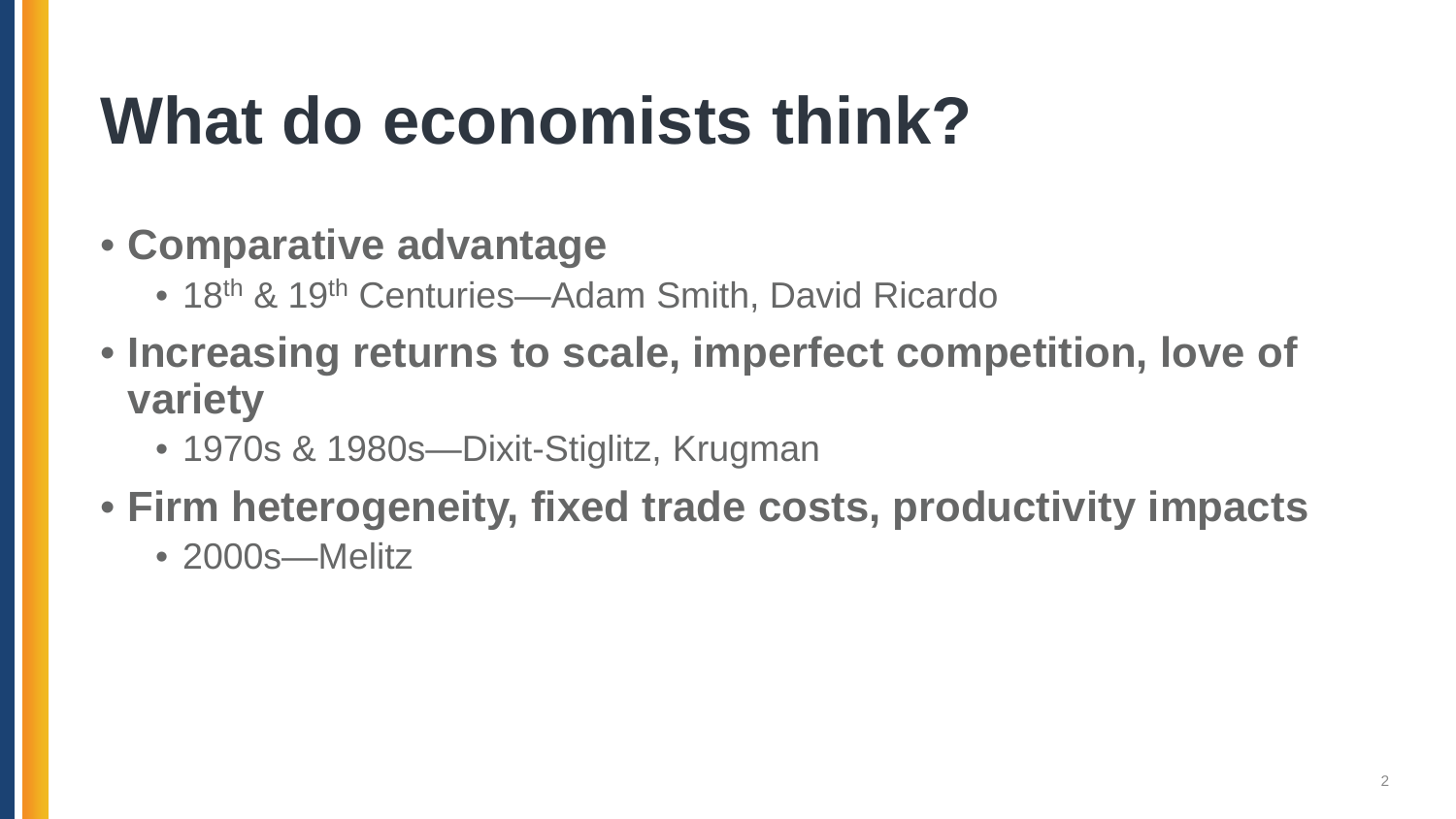# What do economists think?

- **Comparative advantage**
  - 18th & 19th Centuries—Adam Smith, David Ricardo
- **Increasing returns to scale, imperfect competition, love of variety**
  - 1970s & 1980s—Dixit-Stiglitz, Krugman
- **Firm heterogeneity, fixed trade costs, productivity impacts**
  - 2000s—Melitz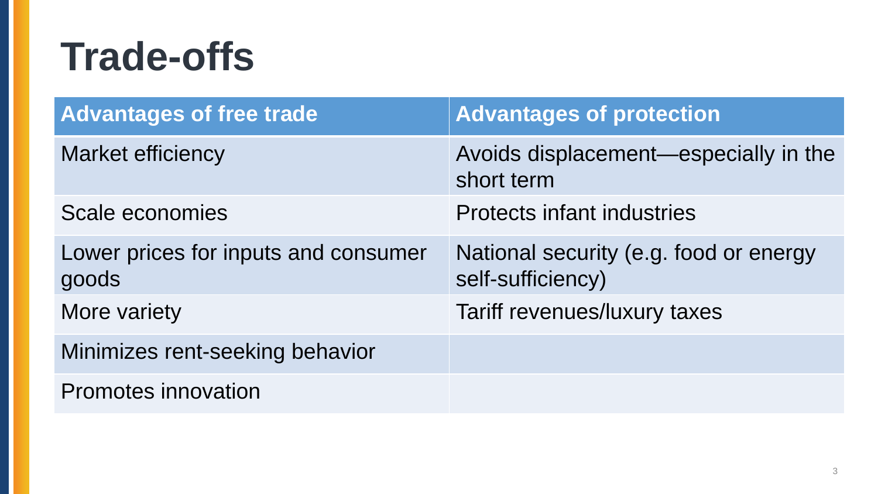# Trade-offs

| Advantages of free trade | Advantages of protection |
|---|---|
| Market efficiency | Avoids displacement—especially in the short term |
| Scale economies | Protects infant industries |
| Lower prices for inputs and consumer goods | National security (e.g. food or energy self-sufficiency) |
| More variety | Tariff revenues/luxury taxes |
| Minimizes rent-seeking behavior | |
| Promotes innovation | |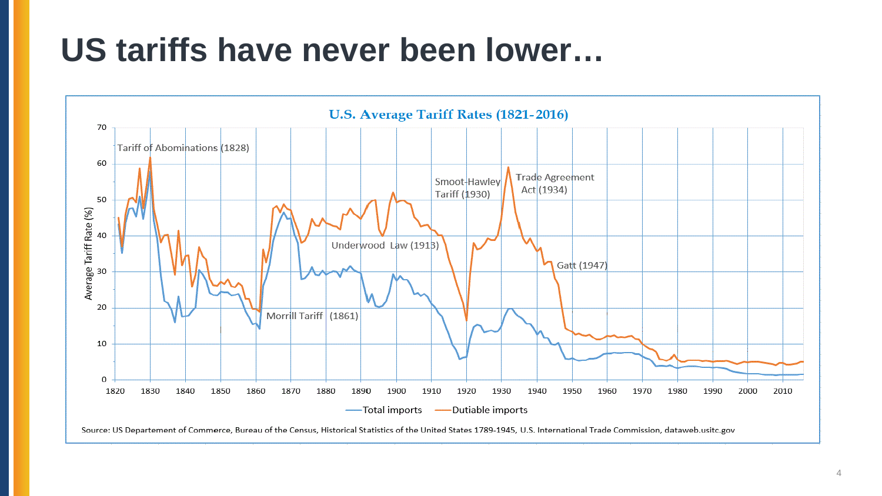# US tariffs have never been lower…

U.S. Average Tariff Rates (1821-2016)

Average Tariff Rate (%)

70
60
50
40
30
20
10
0

1820 1830 1840 1850 1860 1870 1880 1890 1900 1910 1920 1930 1940 1950 1960 1970 1980 1990 2000 2010

Tariff of Abominations (1828)

Smoot-Hawley Tariff (1930)

Trade Agreement Act (1934)

Underwood Law (1913)

Gatt (1947)

Morrill Tariff (1861)

Total imports

Dutiable imports

Source: US Departement of Commerce, Bureau of the Census, Historical Statistics of the United States 1789-1945, U.S. International Trade Commission, dataweb.usitc.gov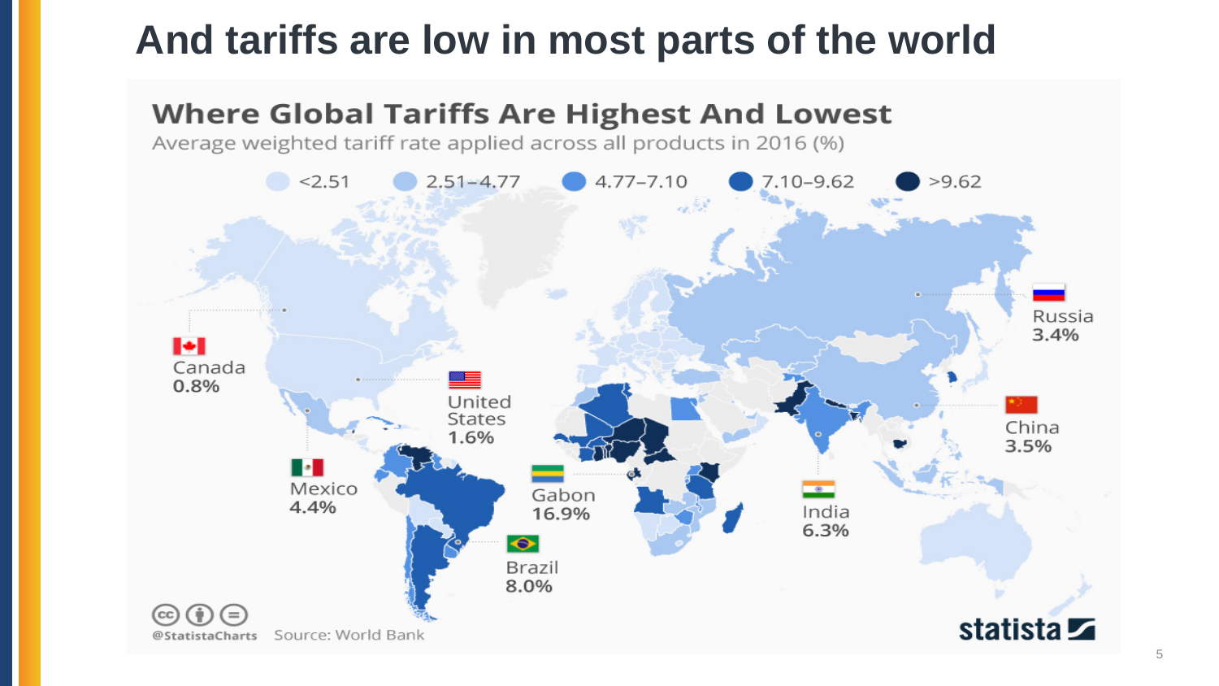# And tariffs are low in most parts of the world

**Where Global Tariffs Are Highest And Lowest**

Average weighted tariff rate applied across all products in 2016 (%)

<2.51
2.51–4.77
4.77–7.10
7.10–9.62
>9.62

Canada
0.8%

United States
1.6%

Mexico
4.4%

Gabon
16.9%

Brazil
8.0%

India
6.3%

Russia
3.4%

China
3.5%

@StatistaCharts Source: World Bank

statista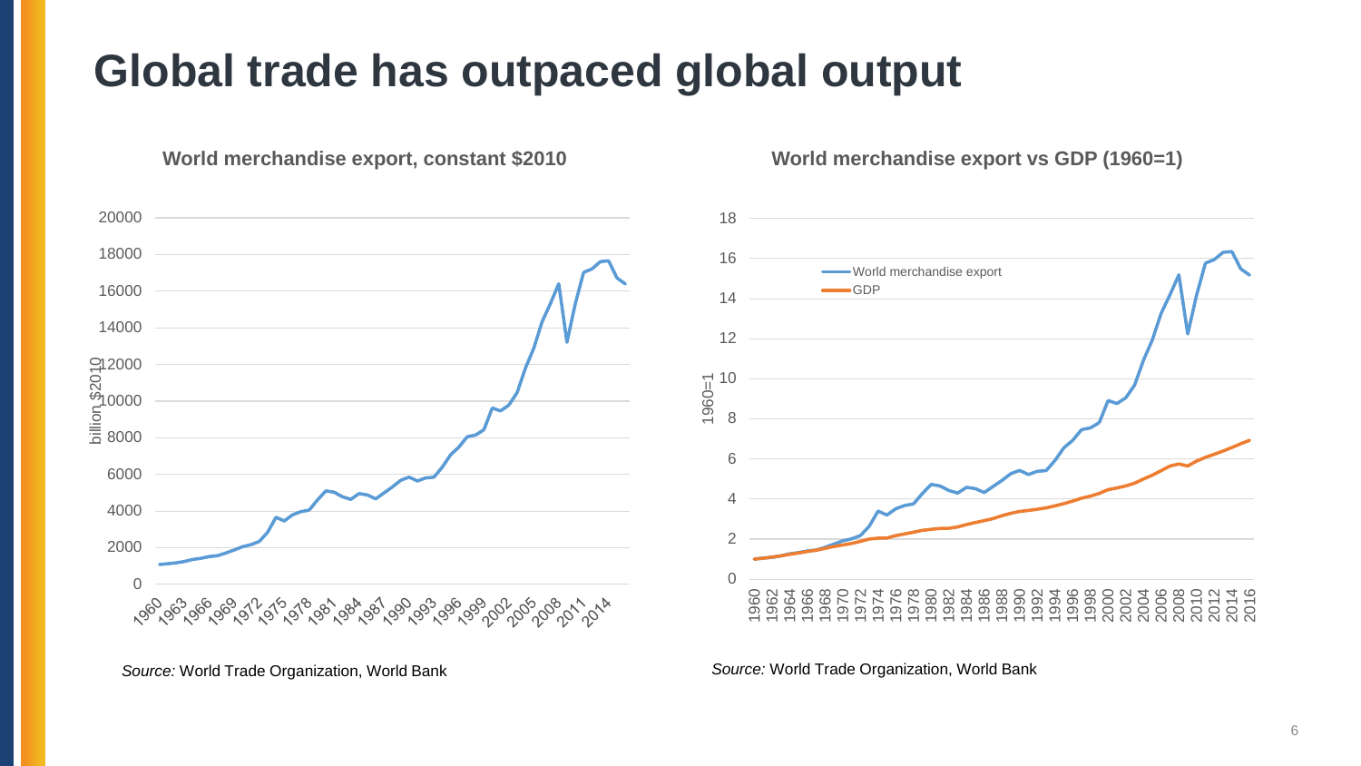# Global trade has outpaced global output

**World merchandise export, constant $2010**

billion $2010

0
2000
4000
6000
8000
10000
12000
14000
16000
18000
20000

1960 1963 1966 1969 1972 1975 1978 1981 1984 1987 1990 1993 1996 1999 2002 2005 2008 2011 2014

*Source:* World Trade Organization, World Bank

**World merchandise export vs GDP (1960=1)**

1960=1

0
2
4
6
8
10
12
14
16
18

World merchandise export
GDP

1960 1962 1964 1966 1968 1970 1972 1974 1976 1978 1980 1982 1984 1986 1988 1990 1992 1994 1996 1998 2000 2002 2004 2006 2008 2010 2012 2014 2016

*Source:* World Trade Organization, World Bank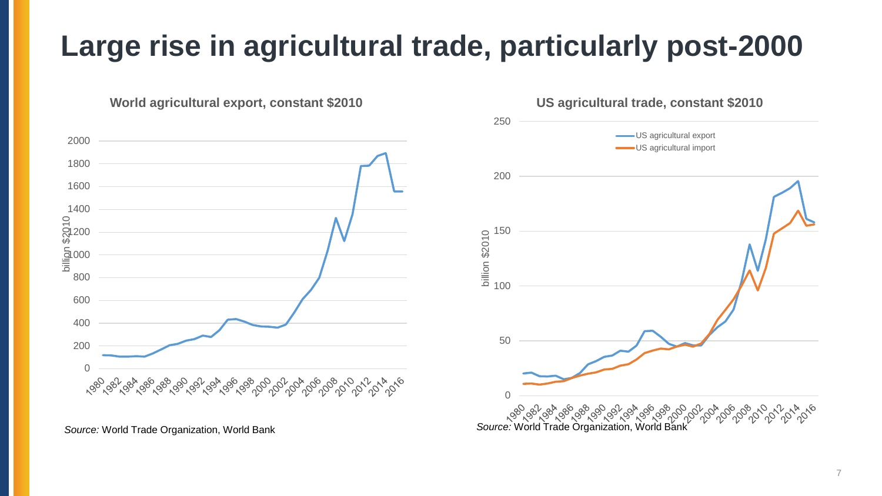# Large rise in agricultural trade, particularly post-2000

**World agricultural export, constant $2010**

billion $2010

2000
1800
1600
1400
1200
1000
800
600
400
200
0

1980 1982 1984 1986 1988 1990 1992 1994 1996 1998 2000 2002 2004 2006 2008 2010 2012 2014 2016

*Source:* World Trade Organization, World Bank

**US agricultural trade, constant $2010**

US agricultural export
US agricultural import

billion $2010

250
200
150
100
50
0

1980 1982 1984 1986 1988 1990 1992 1994 1996 1998 2000 2002 2004 2006 2008 2010 2012 2014 2016

*Source:* World Trade Organization, World Bank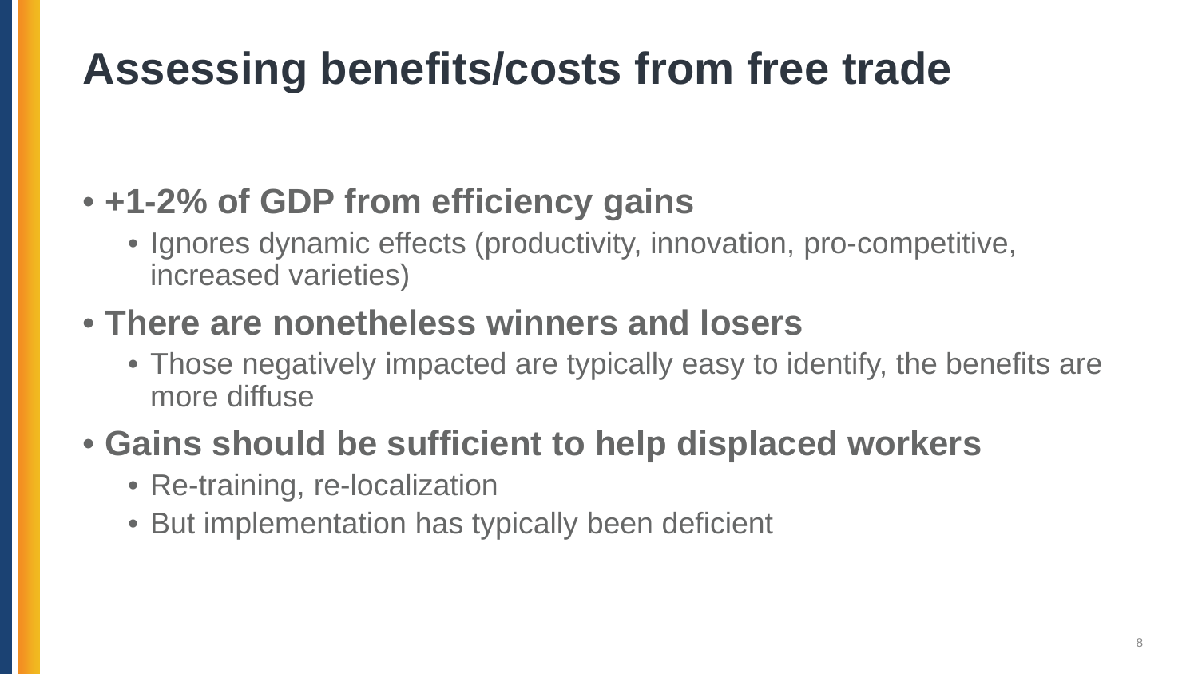# Assessing benefits/costs from free trade

- **+1-2% of GDP from efficiency gains**
  - Ignores dynamic effects (productivity, innovation, pro-competitive, increased varieties)
- **There are nonetheless winners and losers**
  - Those negatively impacted are typically easy to identify, the benefits are more diffuse
- **Gains should be sufficient to help displaced workers**
  - Re-training, re-localization
  - But implementation has typically been deficient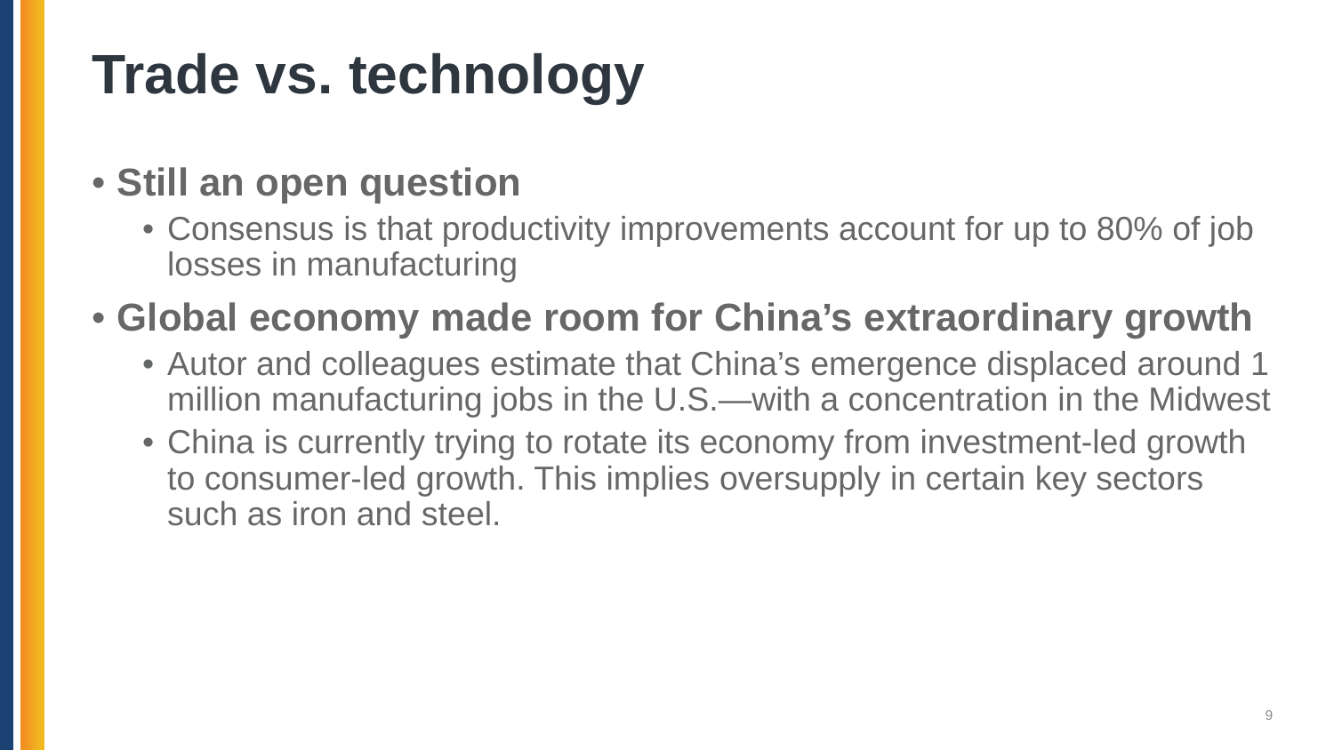# Trade vs. technology

- **Still an open question**
  - Consensus is that productivity improvements account for up to 80% of job losses in manufacturing
- **Global economy made room for China’s extraordinary growth**
  - Autor and colleagues estimate that China’s emergence displaced around 1 million manufacturing jobs in the U.S.—with a concentration in the Midwest
  - China is currently trying to rotate its economy from investment-led growth to consumer-led growth. This implies oversupply in certain key sectors such as iron and steel.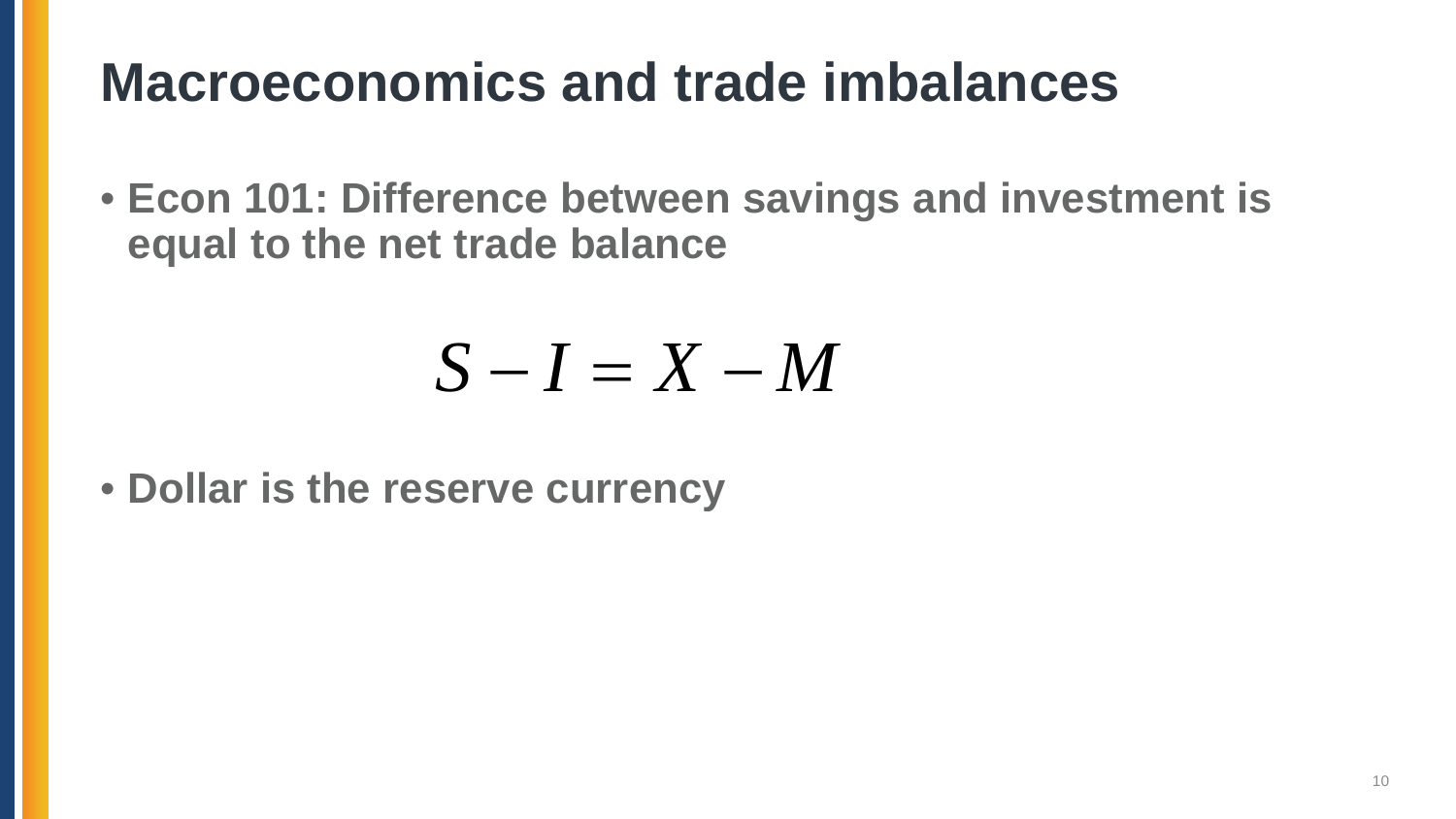# Macroeconomics and trade imbalances

- **Econ 101: Difference between savings and investment is equal to the net trade balance**

$$S - I = X - M$$

- **Dollar is the reserve currency**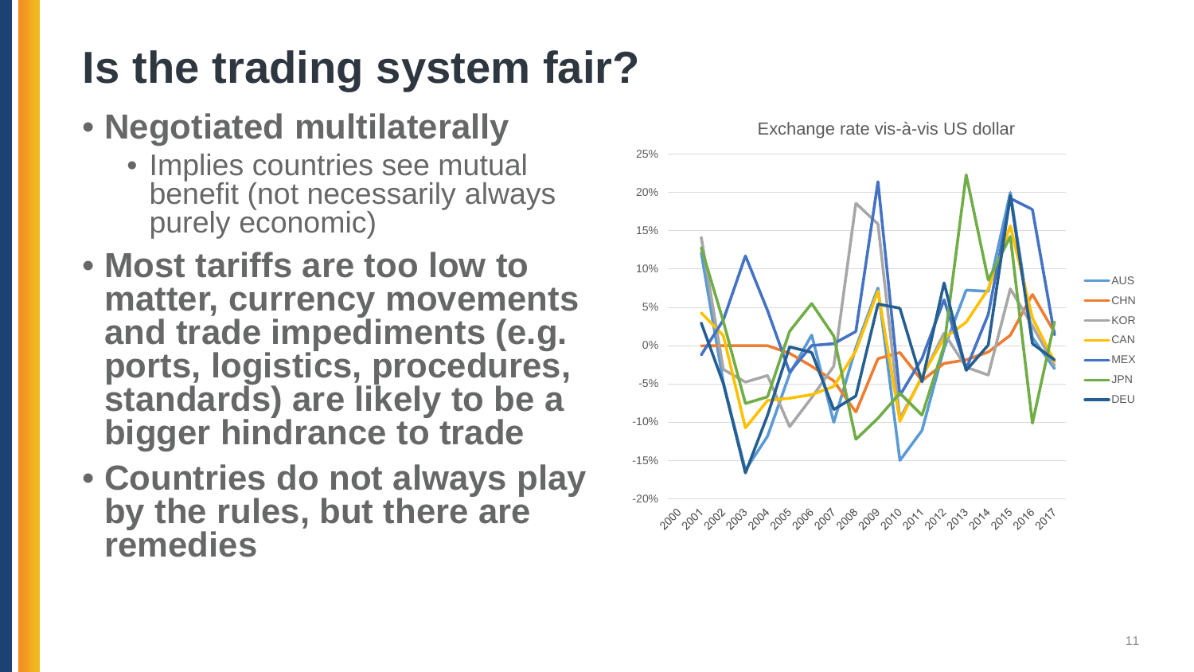# Is the trading system fair?

- **Negotiated multilaterally**
  - Implies countries see mutual benefit (not necessarily always purely economic)
- **Most tariffs are too low to matter, currency movements and trade impediments (e.g. ports, logistics, procedures, standards) are likely to be a bigger hindrance to trade**
- **Countries do not always play by the rules, but there are remedies**

Exchange rate vis-à-vis US dollar

25%
20%
15%
10%
5%
0%
-5%
-10%
-15%
-20%

2000 2001 2002 2003 2004 2005 2006 2007 2008 2009 2010 2011 2012 2013 2014 2015 2016 2017

AUS
CHN
KOR
CAN
MEX
JPN
DEU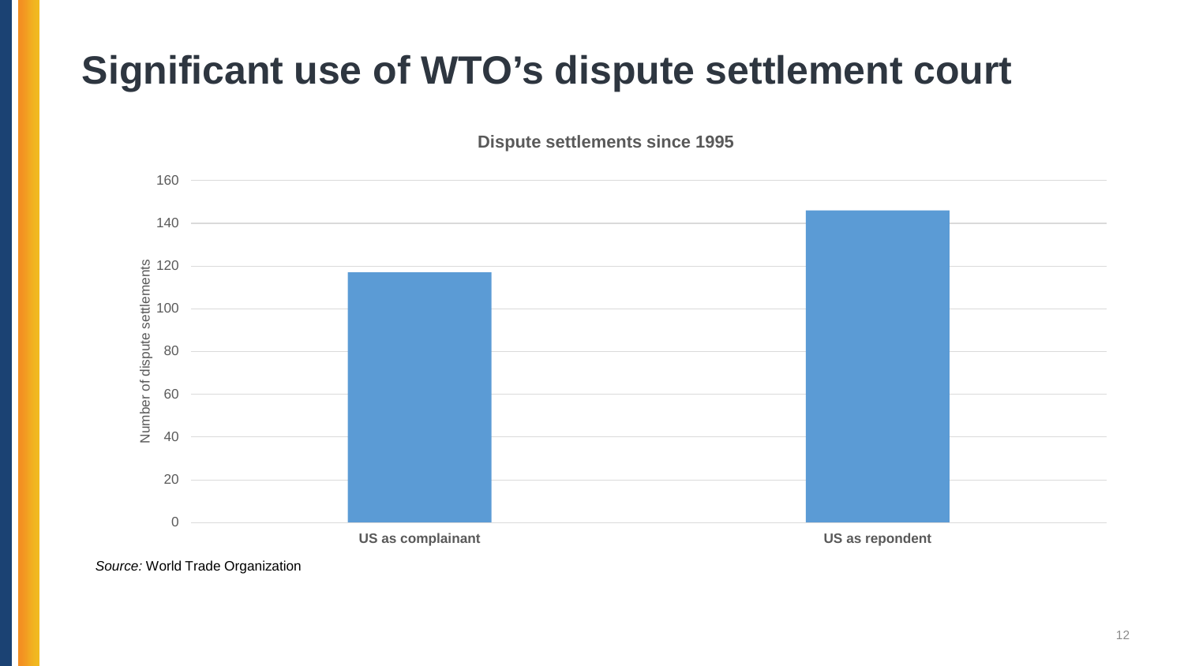# Significant use of WTO's dispute settlement court

Dispute settlements since 1995

Number of dispute settlements

160

140

120

100

80

60

40

20

0

US as complainant

US as repondent

*Source:* World Trade Organization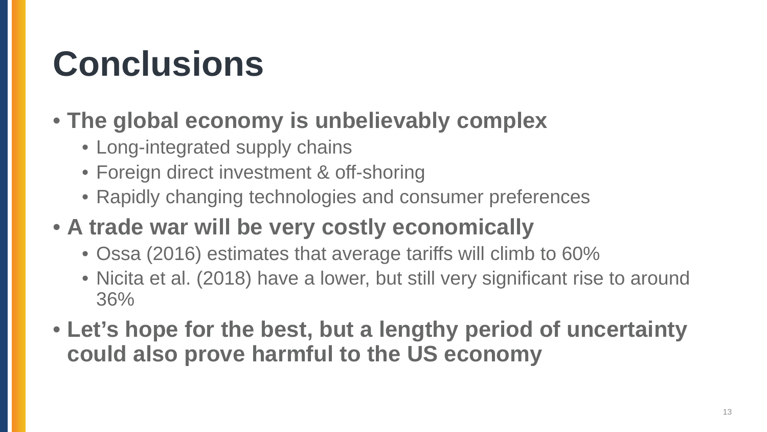# Conclusions

- **The global economy is unbelievably complex**
  - Long-integrated supply chains
  - Foreign direct investment & off-shoring
  - Rapidly changing technologies and consumer preferences
- **A trade war will be very costly economically**
  - Ossa (2016) estimates that average tariffs will climb to 60%
  - Nicita et al. (2018) have a lower, but still very significant rise to around 36%
- **Let's hope for the best, but a lengthy period of uncertainty could also prove harmful to the US economy**